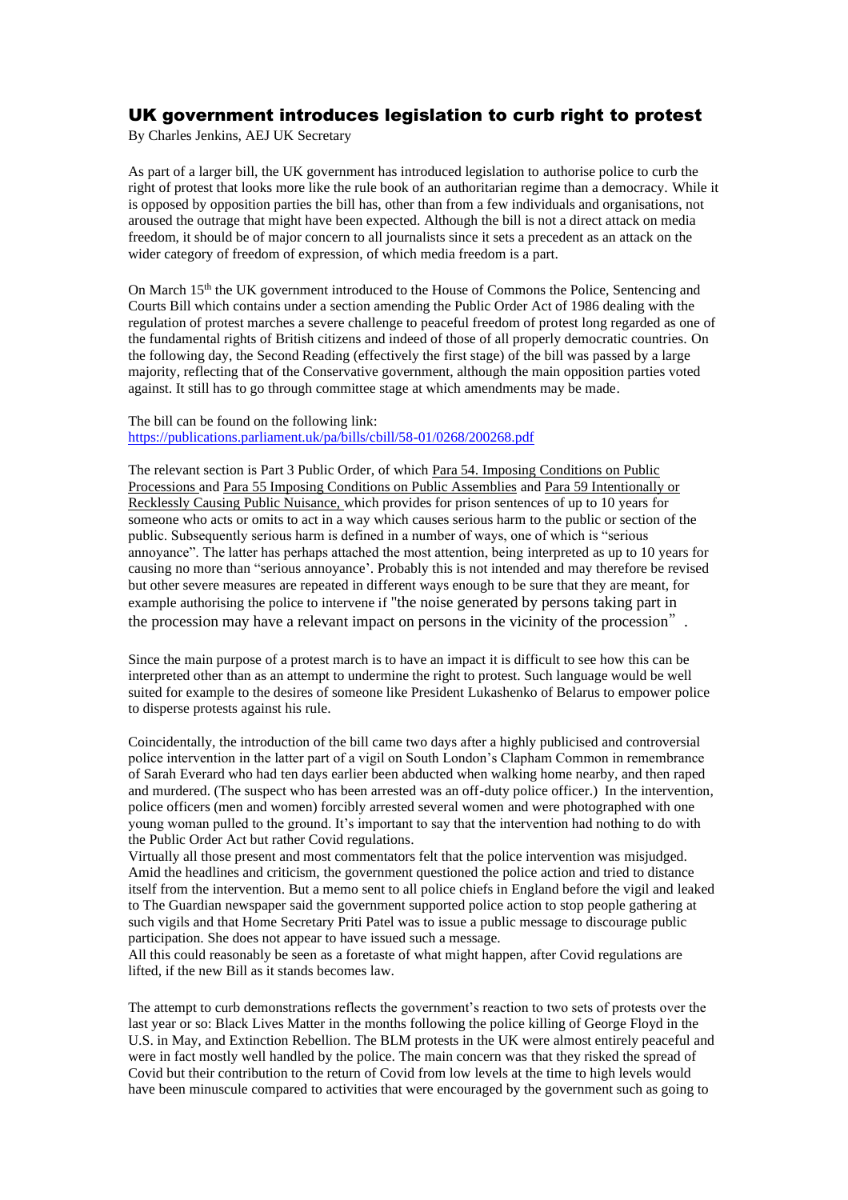# UK government introduces legislation to curb right to protest

By Charles Jenkins, AEJ UK Secretary

As part of a larger bill, the UK government has introduced legislation to authorise police to curb the right of protest that looks more like the rule book of an authoritarian regime than a democracy. While it is opposed by opposition parties the bill has, other than from a few individuals and organisations, not aroused the outrage that might have been expected. Although the bill is not a direct attack on media freedom, it should be of major concern to all journalists since it sets a precedent as an attack on the wider category of freedom of expression, of which media freedom is a part.

On March 15th the UK government introduced to the House of Commons the Police, Sentencing and Courts Bill which contains under a section amending the Public Order Act of 1986 dealing with the regulation of protest marches a severe challenge to peaceful freedom of protest long regarded as one of the fundamental rights of British citizens and indeed of those of all properly democratic countries. On the following day, the Second Reading (effectively the first stage) of the bill was passed by a large majority, reflecting that of the Conservative government, although the main opposition parties voted against. It still has to go through committee stage at which amendments may be made.

The bill can be found on the following link:
https://publications.parliament.uk/pa/bills/cbill/58-01/0268/200268.pdf

The relevant section is Part 3 Public Order, of which Para 54. Imposing Conditions on Public Processions and Para 55 Imposing Conditions on Public Assemblies and Para 59 Intentionally or Recklessly Causing Public Nuisance, which provides for prison sentences of up to 10 years for someone who acts or omits to act in a way which causes serious harm to the public or section of the public. Subsequently serious harm is defined in a number of ways, one of which is "serious annoyance". The latter has perhaps attached the most attention, being interpreted as up to 10 years for causing no more than "serious annoyance'. Probably this is not intended and may therefore be revised but other severe measures are repeated in different ways enough to be sure that they are meant, for example authorising the police to intervene if "the noise generated by persons taking part in the procession may have a relevant impact on persons in the vicinity of the procession".

Since the main purpose of a protest march is to have an impact it is difficult to see how this can be interpreted other than as an attempt to undermine the right to protest. Such language would be well suited for example to the desires of someone like President Lukashenko of Belarus to empower police to disperse protests against his rule.

Coincidentally, the introduction of the bill came two days after a highly publicised and controversial police intervention in the latter part of a vigil on South London's Clapham Common in remembrance of Sarah Everard who had ten days earlier been abducted when walking home nearby, and then raped and murdered. (The suspect who has been arrested was an off-duty police officer.) In the intervention, police officers (men and women) forcibly arrested several women and were photographed with one young woman pulled to the ground. It's important to say that the intervention had nothing to do with the Public Order Act but rather Covid regulations.

Virtually all those present and most commentators felt that the police intervention was misjudged. Amid the headlines and criticism, the government questioned the police action and tried to distance itself from the intervention. But a memo sent to all police chiefs in England before the vigil and leaked to The Guardian newspaper said the government supported police action to stop people gathering at such vigils and that Home Secretary Priti Patel was to issue a public message to discourage public participation. She does not appear to have issued such a message.

All this could reasonably be seen as a foretaste of what might happen, after Covid regulations are lifted, if the new Bill as it stands becomes law.

The attempt to curb demonstrations reflects the government's reaction to two sets of protests over the last year or so: Black Lives Matter in the months following the police killing of George Floyd in the U.S. in May, and Extinction Rebellion. The BLM protests in the UK were almost entirely peaceful and were in fact mostly well handled by the police. The main concern was that they risked the spread of Covid but their contribution to the return of Covid from low levels at the time to high levels would have been minuscule compared to activities that were encouraged by the government such as going to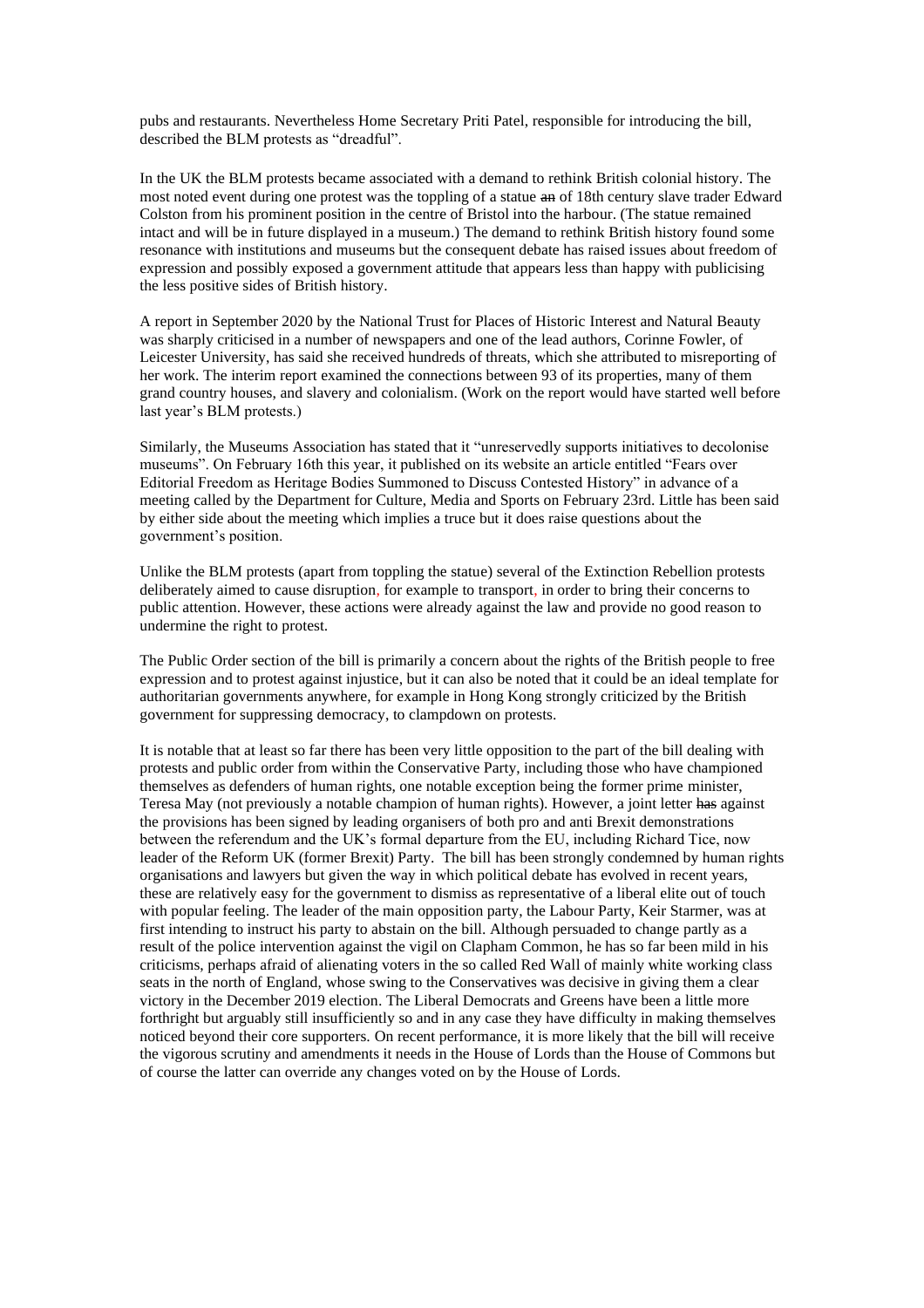pubs and restaurants. Nevertheless Home Secretary Priti Patel, responsible for introducing the bill, described the BLM protests as "dreadful".

In the UK the BLM protests became associated with a demand to rethink British colonial history. The most noted event during one protest was the toppling of a statue ~~an~~ of 18th century slave trader Edward Colston from his prominent position in the centre of Bristol into the harbour. (The statue remained intact and will be in future displayed in a museum.) The demand to rethink British history found some resonance with institutions and museums but the consequent debate has raised issues about freedom of expression and possibly exposed a government attitude that appears less than happy with publicising the less positive sides of British history.

A report in September 2020 by the National Trust for Places of Historic Interest and Natural Beauty was sharply criticised in a number of newspapers and one of the lead authors, Corinne Fowler, of Leicester University, has said she received hundreds of threats, which she attributed to misreporting of her work. The interim report examined the connections between 93 of its properties, many of them grand country houses, and slavery and colonialism. (Work on the report would have started well before last year's BLM protests.)

Similarly, the Museums Association has stated that it "unreservedly supports initiatives to decolonise museums". On February 16th this year, it published on its website an article entitled "Fears over Editorial Freedom as Heritage Bodies Summoned to Discuss Contested History" in advance of a meeting called by the Department for Culture, Media and Sports on February 23rd. Little has been said by either side about the meeting which implies a truce but it does raise questions about the government's position.

Unlike the BLM protests (apart from toppling the statue) several of the Extinction Rebellion protests deliberately aimed to cause disruption, for example to transport, in order to bring their concerns to public attention. However, these actions were already against the law and provide no good reason to undermine the right to protest.

The Public Order section of the bill is primarily a concern about the rights of the British people to free expression and to protest against injustice, but it can also be noted that it could be an ideal template for authoritarian governments anywhere, for example in Hong Kong strongly criticized by the British government for suppressing democracy, to clampdown on protests.

It is notable that at least so far there has been very little opposition to the part of the bill dealing with protests and public order from within the Conservative Party, including those who have championed themselves as defenders of human rights, one notable exception being the former prime minister, Teresa May (not previously a notable champion of human rights). However, a joint letter ~~has~~ against the provisions has been signed by leading organisers of both pro and anti Brexit demonstrations between the referendum and the UK's formal departure from the EU, including Richard Tice, now leader of the Reform UK (former Brexit) Party. The bill has been strongly condemned by human rights organisations and lawyers but given the way in which political debate has evolved in recent years, these are relatively easy for the government to dismiss as representative of a liberal elite out of touch with popular feeling. The leader of the main opposition party, the Labour Party, Keir Starmer, was at first intending to instruct his party to abstain on the bill. Although persuaded to change partly as a result of the police intervention against the vigil on Clapham Common, he has so far been mild in his criticisms, perhaps afraid of alienating voters in the so called Red Wall of mainly white working class seats in the north of England, whose swing to the Conservatives was decisive in giving them a clear victory in the December 2019 election. The Liberal Democrats and Greens have been a little more forthright but arguably still insufficiently so and in any case they have difficulty in making themselves noticed beyond their core supporters. On recent performance, it is more likely that the bill will receive the vigorous scrutiny and amendments it needs in the House of Lords than the House of Commons but of course the latter can override any changes voted on by the House of Lords.